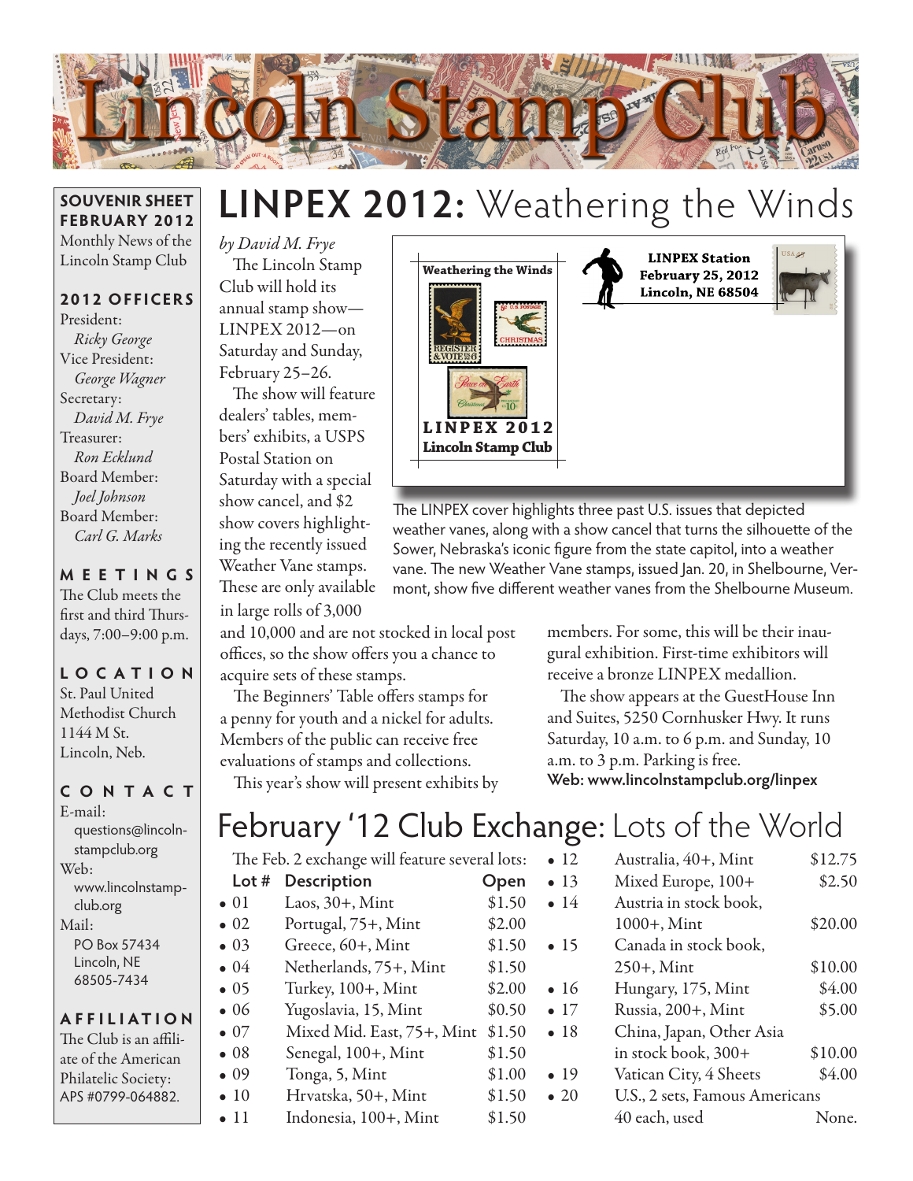// Lincoln Stamp Club

**SOUVENIR SHEET**
**FEBRUARY 2012**
Monthly News of the Lincoln Stamp Club

**2012 OFFICERS**

President:
*Ricky George*
Vice President:
*George Wagner*
Secretary:
*David M. Frye*
Treasurer:
*Ron Ecklund*
Board Member:
*Joel Johnson*
Board Member:
*Carl G. Marks*

**MEETINGS**

The Club meets the first and third Thursdays, 7:00–9:00 p.m.

**LOCATION**

St. Paul United Methodist Church
1144 M St.
Lincoln, Neb.

**CONTACT**

E-mail:
questions@lincolnstampclub.org
Web:
www.lincolnstampclub.org
Mail:
PO Box 57434
Lincoln, NE
68505-7434

**AFFILIATION**

The Club is an affiliate of the American Philatelic Society: APS #0799-064882.

# LINPEX 2012: Weathering the Winds

*by David M. Frye*

The Lincoln Stamp Club will hold its annual stamp show—LINPEX 2012—on Saturday and Sunday, February 25–26.

The show will feature dealers' tables, members' exhibits, a USPS Postal Station on Saturday with a special show cancel, and $2 show covers highlighting the recently issued Weather Vane stamps. These are only available in large rolls of 3,000 and 10,000 and are not stocked in local post offices, so the show offers you a chance to acquire sets of these stamps.

The Beginners' Table offers stamps for a penny for youth and a nickel for adults. Members of the public can receive free evaluations of stamps and collections.

This year's show will present exhibits by members. For some, this will be their inaugural exhibition. First-time exhibitors will receive a bronze LINPEX medallion.

The show appears at the GuestHouse Inn and Suites, 5250 Cornhusker Hwy. It runs Saturday, 10 a.m. to 6 p.m. and Sunday, 10 a.m. to 3 p.m. Parking is free.

**Web: www.lincolnstampclub.org/linpex**

Weathering the Winds
LINPEX 2012
Lincoln Stamp Club

LINPEX Station
February 25, 2012
Lincoln, NE 68504

The LINPEX cover highlights three past U.S. issues that depicted weather vanes, along with a show cancel that turns the silhouette of the Sower, Nebraska's iconic figure from the state capitol, into a weather vane. The new Weather Vane stamps, issued Jan. 20, in Shelbourne, Vermont, show five different weather vanes from the Shelbourne Museum.

# February '12 Club Exchange: Lots of the World

The Feb. 2 exchange will feature several lots:

| Lot # | Description | Open |
|---|---|---|
| • 01 | Laos, 30+, Mint | $1.50 |
| • 02 | Portugal, 75+, Mint | $2.00 |
| • 03 | Greece, 60+, Mint | $1.50 |
| • 04 | Netherlands, 75+, Mint | $1.50 |
| • 05 | Turkey, 100+, Mint | $2.00 |
| • 06 | Yugoslavia, 15, Mint | $0.50 |
| • 07 | Mixed Mid. East, 75+, Mint | $1.50 |
| • 08 | Senegal, 100+, Mint | $1.50 |
| • 09 | Tonga, 5, Mint | $1.00 |
| • 10 | Hrvatska, 50+, Mint | $1.50 |
| • 11 | Indonesia, 100+, Mint | $1.50 |
| • 12 | Australia, 40+, Mint | $12.75 |
| • 13 | Mixed Europe, 100+ | $2.50 |
| • 14 | Austria in stock book, 1000+, Mint | $20.00 |
| • 15 | Canada in stock book, 250+, Mint | $10.00 |
| • 16 | Hungary, 175, Mint | $4.00 |
| • 17 | Russia, 200+, Mint | $5.00 |
| • 18 | China, Japan, Other Asia in stock book, 300+ | $10.00 |
| • 19 | Vatican City, 4 Sheets | $4.00 |
| • 20 | U.S., 2 sets, Famous Americans 40 each, used | None. |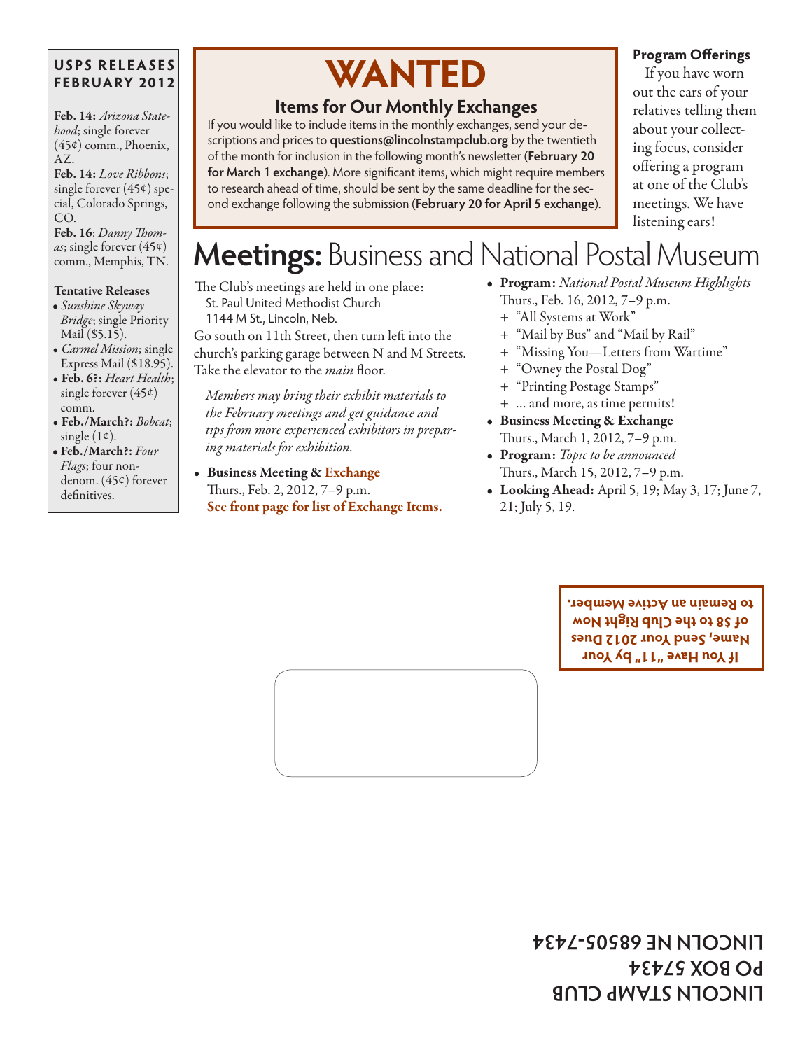**USPS RELEASES FEBRUARY 2012**

**Feb. 14:** *Arizona Statehood*; single forever (45¢) comm., Phoenix, AZ.

**Feb. 14:** *Love Ribbons*; single forever (45¢) special, Colorado Springs, CO.

**Feb. 16**: *Danny Thomas*; single forever (45¢) comm., Memphis, TN.

**Tentative Releases**

- *Sunshine Skyway Bridge*; single Priority Mail ($5.15).
- *Carmel Mission*; single Express Mail ($18.95).
- **Feb. 6?:** *Heart Health*; single forever (45¢) comm.
- **Feb./March?:** *Bobcat*; single (1¢).
- **Feb./March?:** *Four Flags*; four nondenom. (45¢) forever definitives.

# WANTED

## Items for Our Monthly Exchanges

If you would like to include items in the monthly exchanges, send your descriptions and prices to **questions@lincolnstampclub.org** by the twentieth of the month for inclusion in the following month's newsletter (**February 20 for March 1 exchange**). More significant items, which might require members to research ahead of time, should be sent by the same deadline for the second exchange following the submission (**February 20 for April 5 exchange**).

**Program Offerings**

If you have worn out the ears of your relatives telling them about your collecting focus, consider offering a program at one of the Club's meetings. We have listening ears!

# Meetings: Business and National Postal Museum

The Club's meetings are held in one place:
St. Paul United Methodist Church
1144 M St., Lincoln, Neb.

Go south on 11th Street, then turn left into the church's parking garage between N and M Streets. Take the elevator to the *main* floor.

*Members may bring their exhibit materials to the February meetings and get guidance and tips from more experienced exhibitors in preparing materials for exhibition.*

- **Business Meeting & Exchange**
  Thurs., Feb. 2, 2012, 7–9 p.m.
  **See front page for list of Exchange Items.**
- **Program:** *National Postal Museum Highlights*
  Thurs., Feb. 16, 2012, 7–9 p.m.
  + "All Systems at Work"
  + "Mail by Bus" and "Mail by Rail"
  + "Missing You—Letters from Wartime"
  + "Owney the Postal Dog"
  + "Printing Postage Stamps"
  + … and more, as time permits!
- **Business Meeting & Exchange**
  Thurs., March 1, 2012, 7–9 p.m.
- **Program:** *Topic to be announced*
  Thurs., March 15, 2012, 7–9 p.m.
- **Looking Ahead:** April 5, 19; May 3, 17; June 7, 21; July 5, 19.

**If You Have "11" by Your Name, Send Your 2012 Dues of $8 to the Club Right Now to Remain an Active Member.**

**LINCOLN STAMP CLUB
PO BOX 57434
LINCOLN NE 68505-7434**